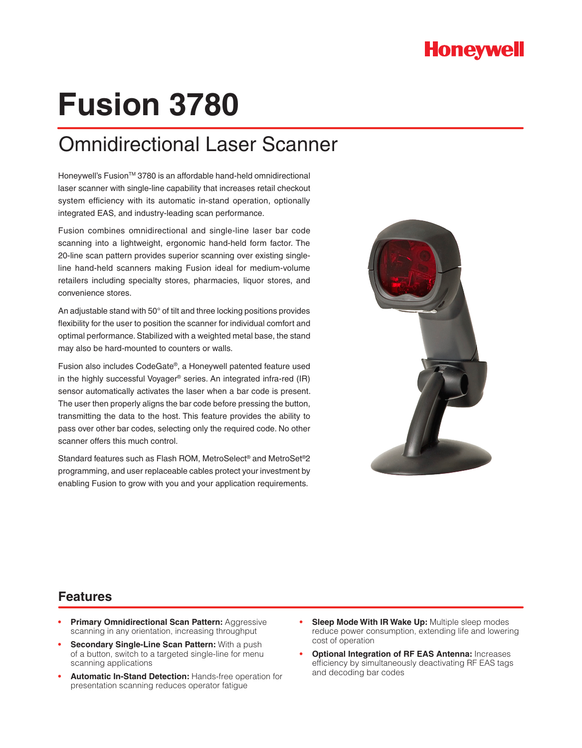Honeywell

# Fusion 3780

## Omnidirectional Laser Scanner

Honeywell's Fusion™ 3780 is an affordable hand-held omnidirectional laser scanner with single-line capability that increases retail checkout system efficiency with its automatic in-stand operation, optionally integrated EAS, and industry-leading scan performance.

Fusion combines omnidirectional and single-line laser bar code scanning into a lightweight, ergonomic hand-held form factor. The 20-line scan pattern provides superior scanning over existing single-line hand-held scanners making Fusion ideal for medium-volume retailers including specialty stores, pharmacies, liquor stores, and convenience stores.

An adjustable stand with 50° of tilt and three locking positions provides flexibility for the user to position the scanner for individual comfort and optimal performance. Stabilized with a weighted metal base, the stand may also be hard-mounted to counters or walls.

Fusion also includes CodeGate®, a Honeywell patented feature used in the highly successful Voyager® series. An integrated infra-red (IR) sensor automatically activates the laser when a bar code is present. The user then properly aligns the bar code before pressing the button, transmitting the data to the host. This feature provides the ability to pass over other bar codes, selecting only the required code. No other scanner offers this much control.

Standard features such as Flash ROM, MetroSelect® and MetroSet®2 programming, and user replaceable cables protect your investment by enabling Fusion to grow with you and your application requirements.

## Features

- **Primary Omnidirectional Scan Pattern:** Aggressive scanning in any orientation, increasing throughput
- **Secondary Single-Line Scan Pattern:** With a push of a button, switch to a targeted single-line for menu scanning applications
- **Automatic In-Stand Detection:** Hands-free operation for presentation scanning reduces operator fatigue
- **Sleep Mode With IR Wake Up:** Multiple sleep modes reduce power consumption, extending life and lowering cost of operation
- **Optional Integration of RF EAS Antenna:** Increases efficiency by simultaneously deactivating RF EAS tags and decoding bar codes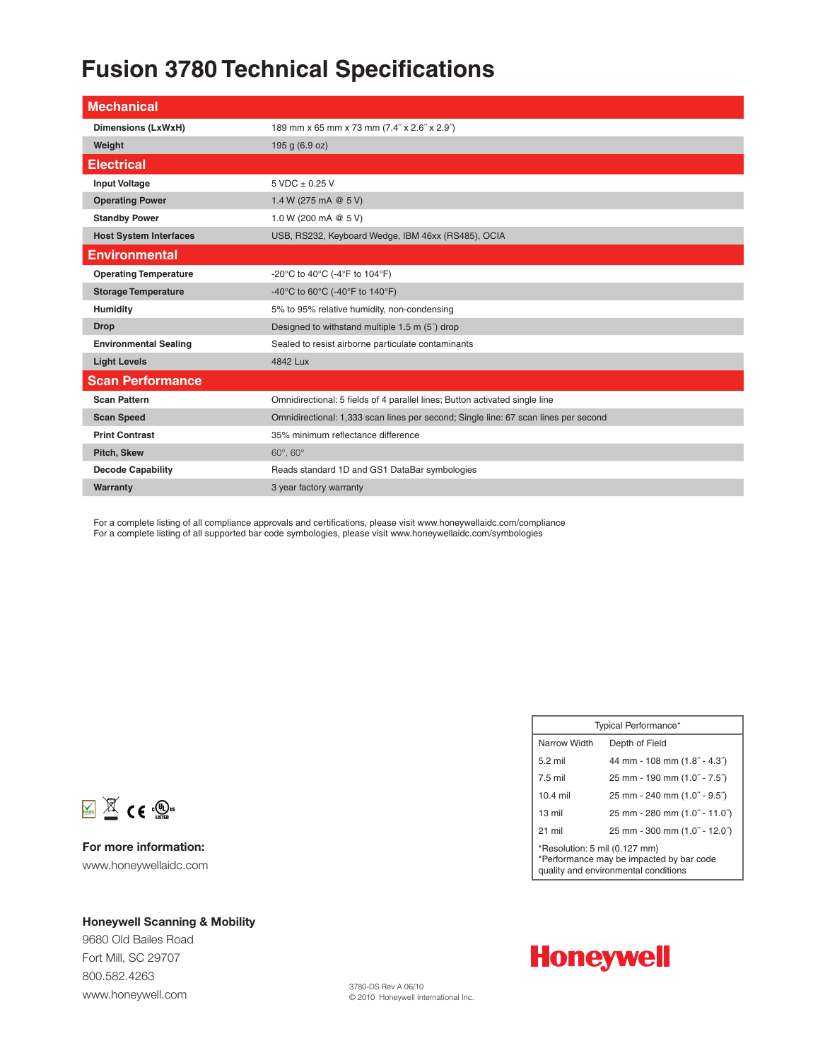# Fusion 3780 Technical Specifications

| | |
|---|---|
| **Mechanical** | |
| Dimensions (LxWxH) | 189 mm x 65 mm x 73 mm (7.4˝ x 2.6˝ x 2.9˝) |
| Weight | 195 g (6.9 oz) |
| **Electrical** | |
| Input Voltage | 5 VDC ± 0.25 V |
| Operating Power | 1.4 W (275 mA @ 5 V) |
| Standby Power | 1.0 W (200 mA @ 5 V) |
| Host System Interfaces | USB, RS232, Keyboard Wedge, IBM 46xx (RS485), OCIA |
| **Environmental** | |
| Operating Temperature | -20°C to 40°C (-4°F to 104°F) |
| Storage Temperature | -40°C to 60°C (-40°F to 140°F) |
| Humidity | 5% to 95% relative humidity, non-condensing |
| Drop | Designed to withstand multiple 1.5 m (5´) drop |
| Environmental Sealing | Sealed to resist airborne particulate contaminants |
| Light Levels | 4842 Lux |
| **Scan Performance** | |
| Scan Pattern | Omnidirectional: 5 fields of 4 parallel lines; Button activated single line |
| Scan Speed | Omnidirectional: 1,333 scan lines per second; Single line: 67 scan lines per second |
| Print Contrast | 35% minimum reflectance difference |
| Pitch, Skew | 60°, 60° |
| Decode Capability | Reads standard 1D and GS1 DataBar symbologies |
| Warranty | 3 year factory warranty |

For a complete listing of all compliance approvals and certifications, please visit www.honeywellaidc.com/compliance
For a complete listing of all supported bar code symbologies, please visit www.honeywellaidc.com/symbologies

| Typical Performance* | |
|---|---|
| Narrow Width | Depth of Field |
| 5.2 mil | 44 mm - 108 mm (1.8˝ - 4.3˝) |
| 7.5 mil | 25 mm - 190 mm (1.0˝ - 7.5˝) |
| 10.4 mil | 25 mm - 240 mm (1.0˝ - 9.5˝) |
| 13 mil | 25 mm - 280 mm (1.0˝ - 11.0˝) |
| 21 mil | 25 mm - 300 mm (1.0˝ - 12.0˝) |

*Resolution: 5 mil (0.127 mm)
*Performance may be impacted by bar code quality and environmental conditions

**For more information:**
www.honeywellaidc.com

**Honeywell Scanning & Mobility**
9680 Old Bailes Road
Fort Mill, SC 29707
800.582.4263
www.honeywell.com

3780-DS Rev A 06/10
© 2010 Honeywell International Inc.

Honeywell